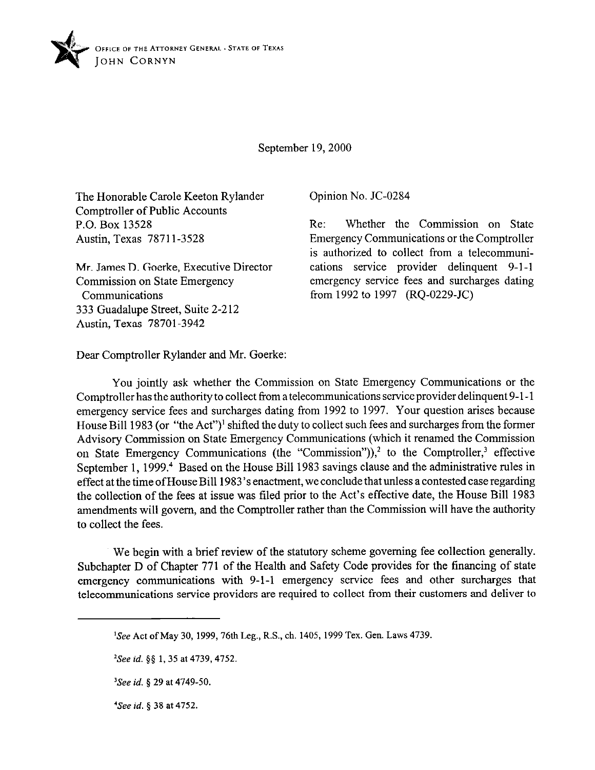OFFICE OF THE ATTORNEY GENERAL · STATE OF TEXAS
JOHN CORNYN

September 19, 2000

The Honorable Carole Keeton Rylander
Comptroller of Public Accounts
P.O. Box 13528
Austin, Texas 78711-3528

Mr. James D. Goerke, Executive Director
Commission on State Emergency Communications
333 Guadalupe Street, Suite 2-212
Austin, Texas 78701-3942

Opinion No. JC-0284

Re: Whether the Commission on State Emergency Communications or the Comptroller is authorized to collect from a telecommunications service provider delinquent 9-1-1 emergency service fees and surcharges dating from 1992 to 1997 (RQ-0229-JC)

Dear Comptroller Rylander and Mr. Goerke:

You jointly ask whether the Commission on State Emergency Communications or the Comptroller has the authority to collect from a telecommunications service provider delinquent 9-1-1 emergency service fees and surcharges dating from 1992 to 1997. Your question arises because House Bill 1983 (or "the Act")[1] shifted the duty to collect such fees and surcharges from the former Advisory Commission on State Emergency Communications (which it renamed the Commission on State Emergency Communications (the "Commission")),[2] to the Comptroller,[3] effective September 1, 1999.[4] Based on the House Bill 1983 savings clause and the administrative rules in effect at the time of House Bill 1983's enactment, we conclude that unless a contested case regarding the collection of the fees at issue was filed prior to the Act's effective date, the House Bill 1983 amendments will govern, and the Comptroller rather than the Commission will have the authority to collect the fees.

We begin with a brief review of the statutory scheme governing fee collection generally. Subchapter D of Chapter 771 of the Health and Safety Code provides for the financing of state emergency communications with 9-1-1 emergency service fees and other surcharges that telecommunications service providers are required to collect from their customers and deliver to

---

[1] *See* Act of May 30, 1999, 76th Leg., R.S., ch. 1405, 1999 Tex. Gen. Laws 4739.

[2] *See id.* §§ 1, 35 at 4739, 4752.

[3] *See id.* § 29 at 4749-50.

[4] *See id.* § 38 at 4752.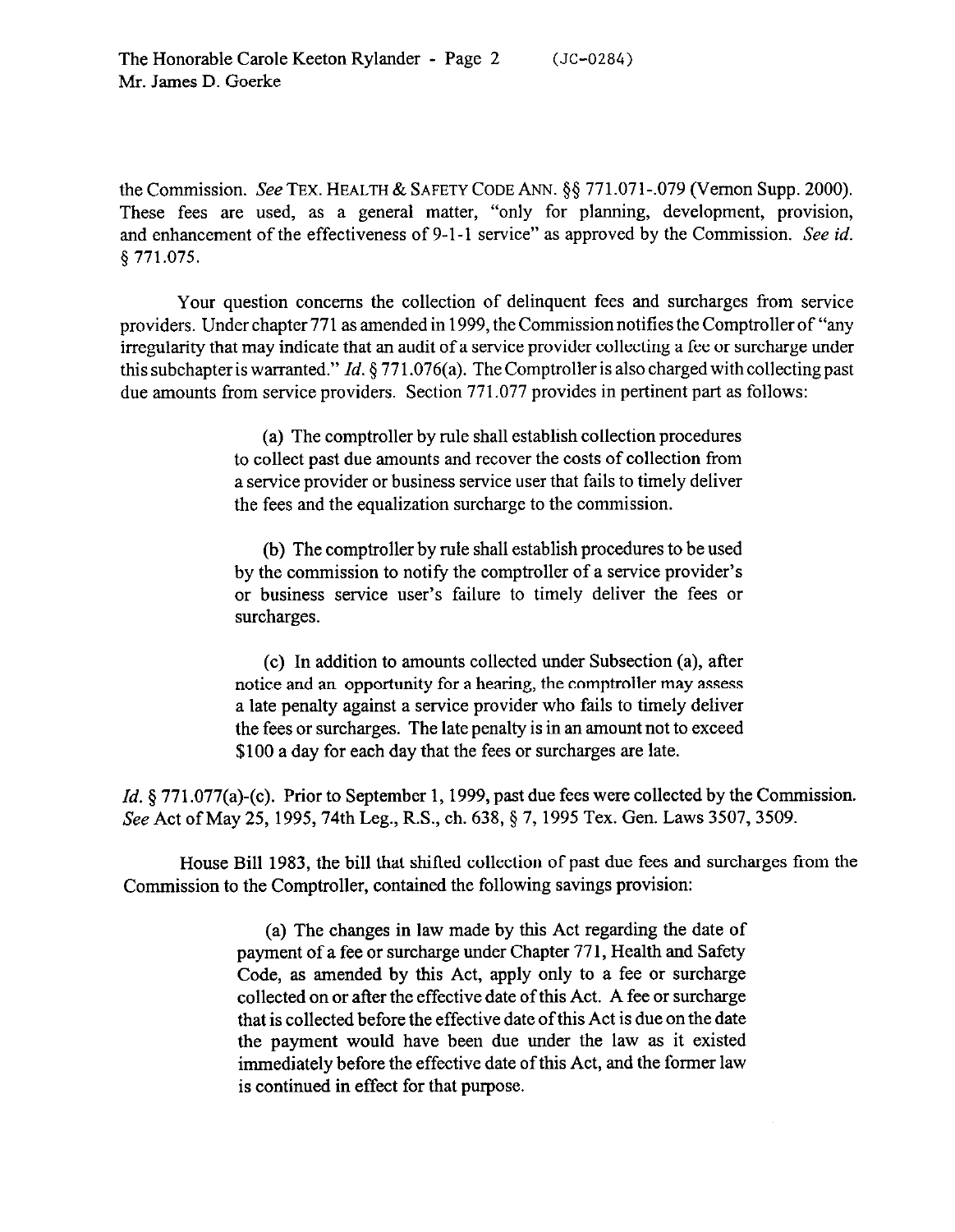the Commission. *See* TEX. HEALTH & SAFETY CODE ANN. §§ 771.071-.079 (Vernon Supp. 2000). These fees are used, as a general matter, "only for planning, development, provision, and enhancement of the effectiveness of 9-1-1 service" as approved by the Commission. *See id.* § 771.075.

Your question concerns the collection of delinquent fees and surcharges from service providers. Under chapter 771 as amended in 1999, the Commission notifies the Comptroller of "any irregularity that may indicate that an audit of a service provider collecting a fee or surcharge under this subchapter is warranted." *Id.* § 771.076(a). The Comptroller is also charged with collecting past due amounts from service providers. Section 771.077 provides in pertinent part as follows:

> (a) The comptroller by rule shall establish collection procedures to collect past due amounts and recover the costs of collection from a service provider or business service user that fails to timely deliver the fees and the equalization surcharge to the commission.
>
> (b) The comptroller by rule shall establish procedures to be used by the commission to notify the comptroller of a service provider's or business service user's failure to timely deliver the fees or surcharges.
>
> (c) In addition to amounts collected under Subsection (a), after notice and an opportunity for a hearing, the comptroller may assess a late penalty against a service provider who fails to timely deliver the fees or surcharges. The late penalty is in an amount not to exceed $100 a day for each day that the fees or surcharges are late.

*Id.* § 771.077(a)-(c). Prior to September 1, 1999, past due fees were collected by the Commission. *See* Act of May 25, 1995, 74th Leg., R.S., ch. 638, § 7, 1995 Tex. Gen. Laws 3507, 3509.

House Bill 1983, the bill that shifted collection of past due fees and surcharges from the Commission to the Comptroller, contained the following savings provision:

> (a) The changes in law made by this Act regarding the date of payment of a fee or surcharge under Chapter 771, Health and Safety Code, as amended by this Act, apply only to a fee or surcharge collected on or after the effective date of this Act. A fee or surcharge that is collected before the effective date of this Act is due on the date the payment would have been due under the law as it existed immediately before the effective date of this Act, and the former law is continued in effect for that purpose.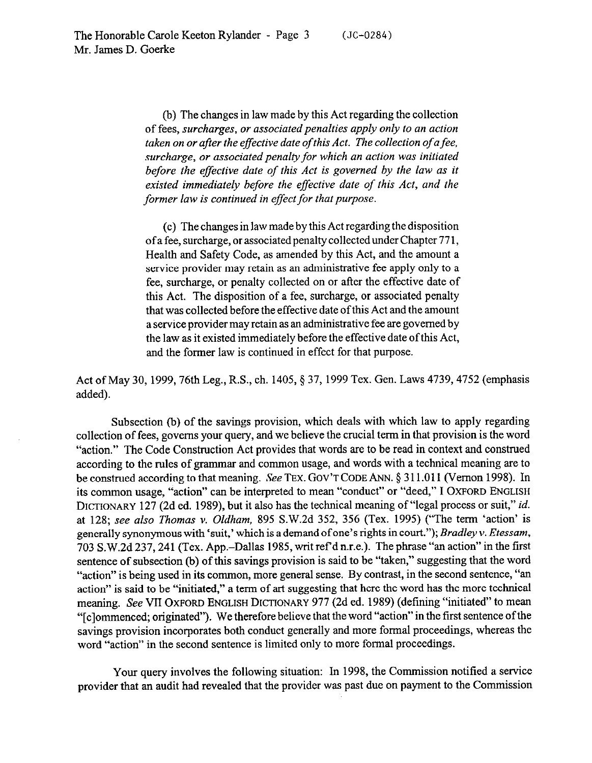(b) The changes in law made by this Act regarding the collection of fees, *surcharges, or associated penalties apply only to an action taken on or after the effective date of this Act. The collection of a fee, surcharge, or associated penalty for which an action was initiated before the effective date of this Act is governed by the law as it existed immediately before the effective date of this Act, and the former law is continued in effect for that purpose.*

(c) The changes in law made by this Act regarding the disposition of a fee, surcharge, or associated penalty collected under Chapter 771, Health and Safety Code, as amended by this Act, and the amount a service provider may retain as an administrative fee apply only to a fee, surcharge, or penalty collected on or after the effective date of this Act. The disposition of a fee, surcharge, or associated penalty that was collected before the effective date of this Act and the amount a service provider may retain as an administrative fee are governed by the law as it existed immediately before the effective date of this Act, and the former law is continued in effect for that purpose.

Act of May 30, 1999, 76th Leg., R.S., ch. 1405, § 37, 1999 Tex. Gen. Laws 4739, 4752 (emphasis added).

Subsection (b) of the savings provision, which deals with which law to apply regarding collection of fees, governs your query, and we believe the crucial term in that provision is the word "action." The Code Construction Act provides that words are to be read in context and construed according to the rules of grammar and common usage, and words with a technical meaning are to be construed according to that meaning. *See* TEX. GOV'T CODE ANN. § 311.011 (Vernon 1998). In its common usage, "action" can be interpreted to mean "conduct" or "deed," I OXFORD ENGLISH DICTIONARY 127 (2d ed. 1989), but it also has the technical meaning of "legal process or suit," *id.* at 128; *see also Thomas v. Oldham*, 895 S.W.2d 352, 356 (Tex. 1995) ("The term 'action' is generally synonymous with 'suit,' which is a demand of one's rights in court."); *Bradley v. Etessam*, 703 S.W.2d 237, 241 (Tex. App.–Dallas 1985, writ ref'd n.r.e.). The phrase "an action" in the first sentence of subsection (b) of this savings provision is said to be "taken," suggesting that the word "action" is being used in its common, more general sense. By contrast, in the second sentence, "an action" is said to be "initiated," a term of art suggesting that here the word has the more technical meaning. *See* VII OXFORD ENGLISH DICTIONARY 977 (2d ed. 1989) (defining "initiated" to mean "[c]ommenced; originated"). We therefore believe that the word "action" in the first sentence of the savings provision incorporates both conduct generally and more formal proceedings, whereas the word "action" in the second sentence is limited only to more formal proceedings.

Your query involves the following situation: In 1998, the Commission notified a service provider that an audit had revealed that the provider was past due on payment to the Commission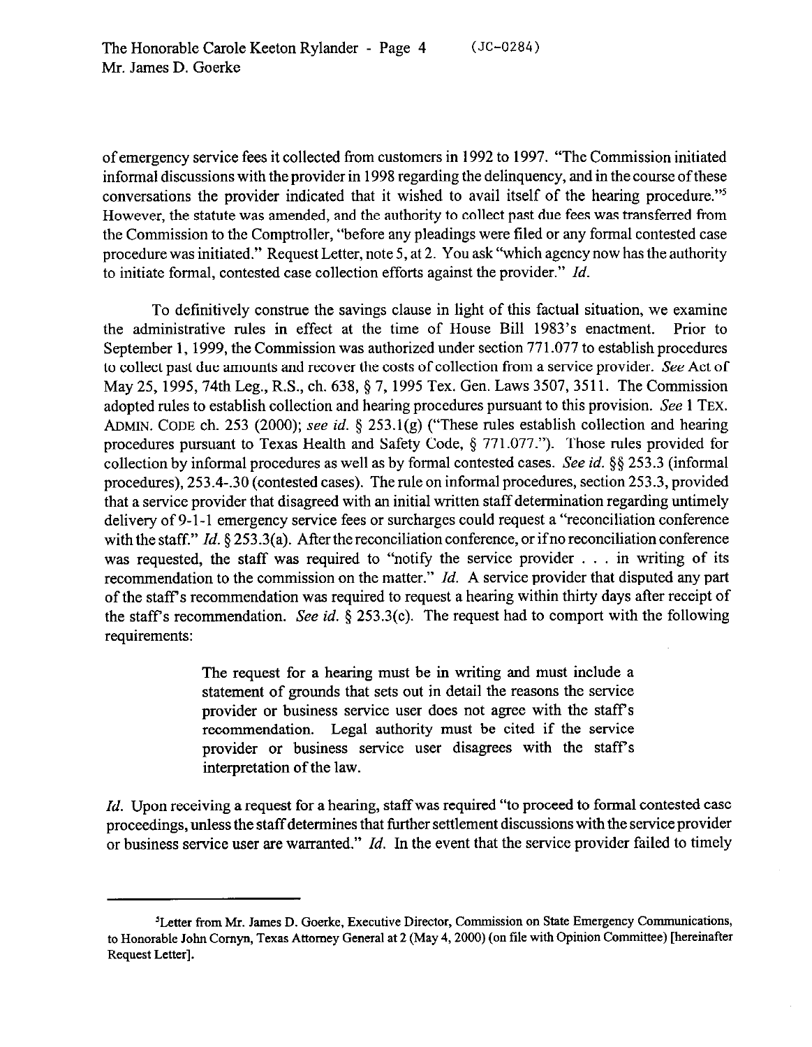of emergency service fees it collected from customers in 1992 to 1997. "The Commission initiated informal discussions with the provider in 1998 regarding the delinquency, and in the course of these conversations the provider indicated that it wished to avail itself of the hearing procedure."[5] However, the statute was amended, and the authority to collect past due fees was transferred from the Commission to the Comptroller, "before any pleadings were filed or any formal contested case procedure was initiated." Request Letter, note 5, at 2. You ask "which agency now has the authority to initiate formal, contested case collection efforts against the provider." *Id.*

To definitively construe the savings clause in light of this factual situation, we examine the administrative rules in effect at the time of House Bill 1983's enactment. Prior to September 1, 1999, the Commission was authorized under section 771.077 to establish procedures to collect past due amounts and recover the costs of collection from a service provider. *See* Act of May 25, 1995, 74th Leg., R.S., ch. 638, § 7, 1995 Tex. Gen. Laws 3507, 3511. The Commission adopted rules to establish collection and hearing procedures pursuant to this provision. *See* 1 TEX. ADMIN. CODE ch. 253 (2000); *see id.* § 253.1(g) ("These rules establish collection and hearing procedures pursuant to Texas Health and Safety Code, § 771.077."). Those rules provided for collection by informal procedures as well as by formal contested cases. *See id.* §§ 253.3 (informal procedures), 253.4-.30 (contested cases). The rule on informal procedures, section 253.3, provided that a service provider that disagreed with an initial written staff determination regarding untimely delivery of 9-1-1 emergency service fees or surcharges could request a "reconciliation conference with the staff." *Id.* § 253.3(a). After the reconciliation conference, or if no reconciliation conference was requested, the staff was required to "notify the service provider . . . in writing of its recommendation to the commission on the matter." *Id.* A service provider that disputed any part of the staff's recommendation was required to request a hearing within thirty days after receipt of the staff's recommendation. *See id.* § 253.3(c). The request had to comport with the following requirements:

> The request for a hearing must be in writing and must include a statement of grounds that sets out in detail the reasons the service provider or business service user does not agree with the staff's recommendation. Legal authority must be cited if the service provider or business service user disagrees with the staff's interpretation of the law.

*Id.* Upon receiving a request for a hearing, staff was required "to proceed to formal contested case proceedings, unless the staff determines that further settlement discussions with the service provider or business service user are warranted." *Id.* In the event that the service provider failed to timely

---

[5]Letter from Mr. James D. Goerke, Executive Director, Commission on State Emergency Communications, to Honorable John Cornyn, Texas Attorney General at 2 (May 4, 2000) (on file with Opinion Committee) [hereinafter Request Letter].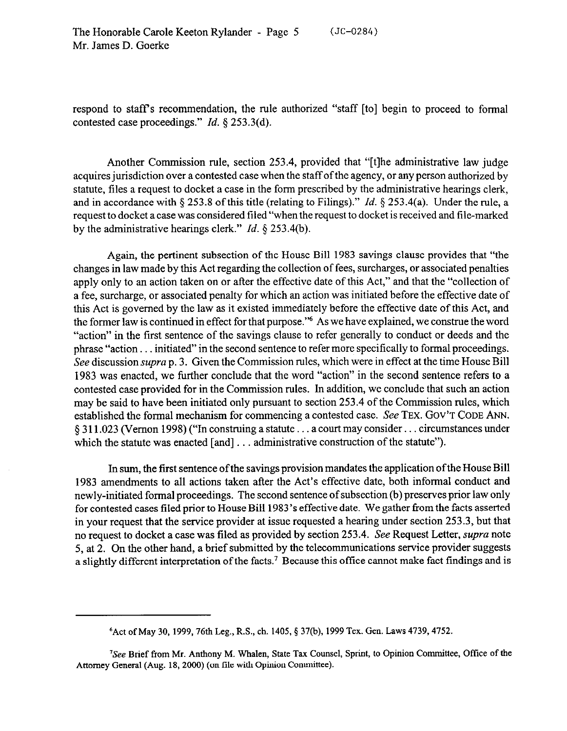respond to staff's recommendation, the rule authorized "staff [to] begin to proceed to formal contested case proceedings." *Id.* § 253.3(d).

Another Commission rule, section 253.4, provided that "[t]he administrative law judge acquires jurisdiction over a contested case when the staff of the agency, or any person authorized by statute, files a request to docket a case in the form prescribed by the administrative hearings clerk, and in accordance with § 253.8 of this title (relating to Filings)." *Id.* § 253.4(a). Under the rule, a request to docket a case was considered filed "when the request to docket is received and file-marked by the administrative hearings clerk." *Id.* § 253.4(b).

Again, the pertinent subsection of the House Bill 1983 savings clause provides that "the changes in law made by this Act regarding the collection of fees, surcharges, or associated penalties apply only to an action taken on or after the effective date of this Act," and that the "collection of a fee, surcharge, or associated penalty for which an action was initiated before the effective date of this Act is governed by the law as it existed immediately before the effective date of this Act, and the former law is continued in effect for that purpose."[6] As we have explained, we construe the word "action" in the first sentence of the savings clause to refer generally to conduct or deeds and the phrase "action . . . initiated" in the second sentence to refer more specifically to formal proceedings. *See* discussion *supra* p. 3. Given the Commission rules, which were in effect at the time House Bill 1983 was enacted, we further conclude that the word "action" in the second sentence refers to a contested case provided for in the Commission rules. In addition, we conclude that such an action may be said to have been initiated only pursuant to section 253.4 of the Commission rules, which established the formal mechanism for commencing a contested case. *See* TEX. GOV'T CODE ANN. § 311.023 (Vernon 1998) ("In construing a statute . . . a court may consider . . . circumstances under which the statute was enacted [and] . . . administrative construction of the statute").

In sum, the first sentence of the savings provision mandates the application of the House Bill 1983 amendments to all actions taken after the Act's effective date, both informal conduct and newly-initiated formal proceedings. The second sentence of subsection (b) preserves prior law only for contested cases filed prior to House Bill 1983's effective date. We gather from the facts asserted in your request that the service provider at issue requested a hearing under section 253.3, but that no request to docket a case was filed as provided by section 253.4. *See* Request Letter, *supra* note 5, at 2. On the other hand, a brief submitted by the telecommunications service provider suggests a slightly different interpretation of the facts.[7] Because this office cannot make fact findings and is

---

[6]Act of May 30, 1999, 76th Leg., R.S., ch. 1405, § 37(b), 1999 Tex. Gen. Laws 4739, 4752.

[7]*See* Brief from Mr. Anthony M. Whalen, State Tax Counsel, Sprint, to Opinion Committee, Office of the Attorney General (Aug. 18, 2000) (on file with Opinion Committee).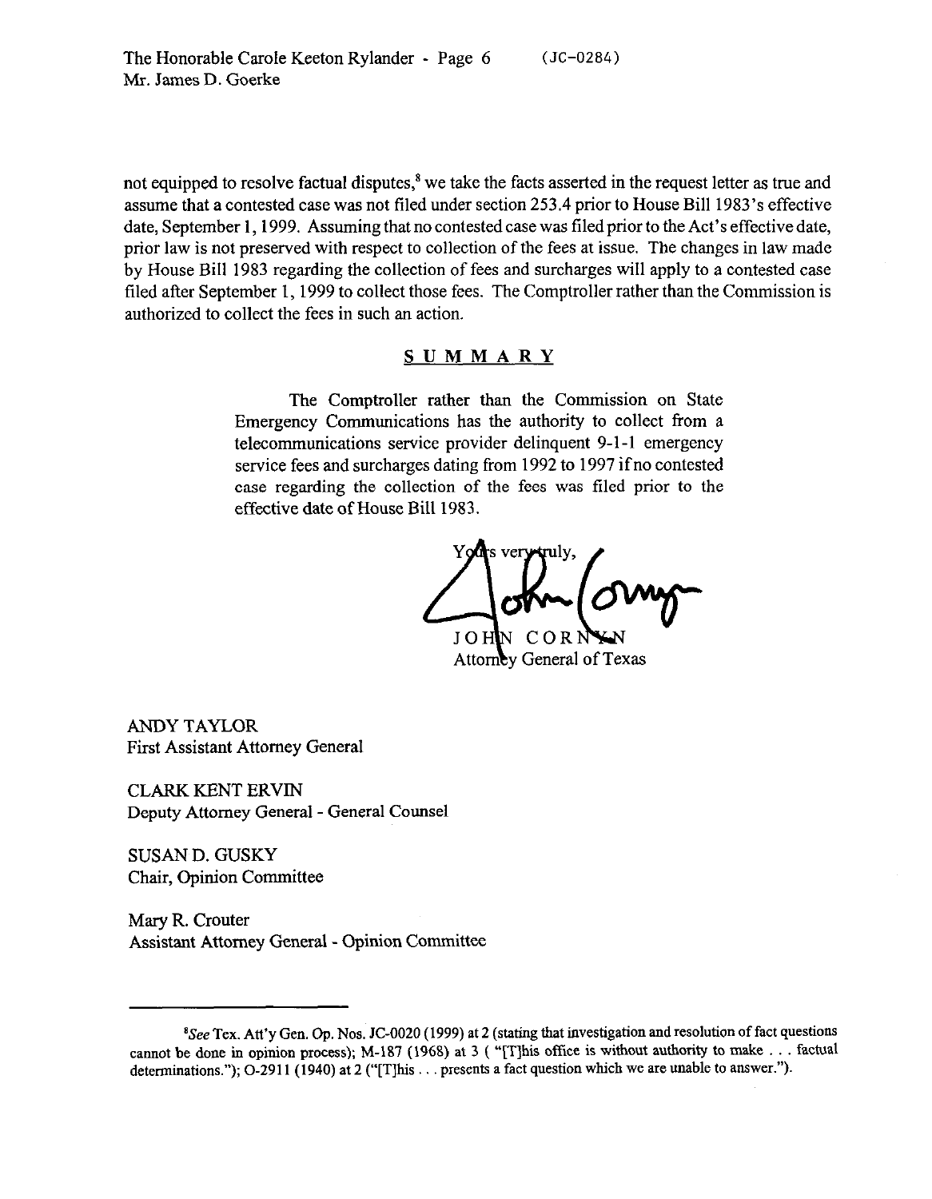not equipped to resolve factual disputes,[8] we take the facts asserted in the request letter as true and assume that a contested case was not filed under section 253.4 prior to House Bill 1983's effective date, September 1, 1999. Assuming that no contested case was filed prior to the Act's effective date, prior law is not preserved with respect to collection of the fees at issue. The changes in law made by House Bill 1983 regarding the collection of fees and surcharges will apply to a contested case filed after September 1, 1999 to collect those fees. The Comptroller rather than the Commission is authorized to collect the fees in such an action.

## SUMMARY

The Comptroller rather than the Commission on State Emergency Communications has the authority to collect from a telecommunications service provider delinquent 9-1-1 emergency service fees and surcharges dating from 1992 to 1997 if no contested case regarding the collection of the fees was filed prior to the effective date of House Bill 1983.

Yours very truly,

JOHN CORNYN
Attorney General of Texas

ANDY TAYLOR
First Assistant Attorney General

CLARK KENT ERVIN
Deputy Attorney General - General Counsel

SUSAN D. GUSKY
Chair, Opinion Committee

Mary R. Crouter
Assistant Attorney General - Opinion Committee

---

[8] *See* Tex. Att'y Gen. Op. Nos. JC-0020 (1999) at 2 (stating that investigation and resolution of fact questions cannot be done in opinion process); M-187 (1968) at 3 ( "[T]his office is without authority to make . . . factual determinations."); O-2911 (1940) at 2 ("[T]his . . . presents a fact question which we are unable to answer.").